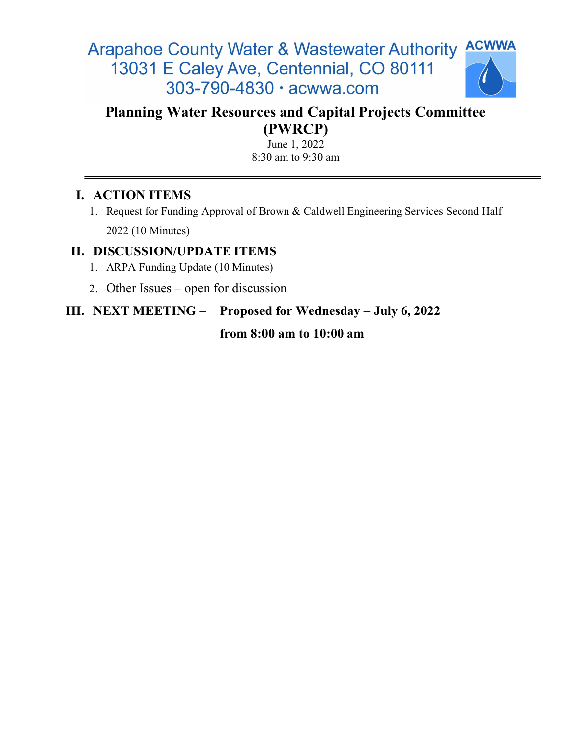Arapahoe County Water & Wastewater Authority
13031 E Caley Ave, Centennial, CO 80111
303-790-4830 · acwwa.com

ACWWA

# Planning Water Resources and Capital Projects Committee (PWRCP)

June 1, 2022
8:30 am to 9:30 am

---

## I. ACTION ITEMS

1. Request for Funding Approval of Brown & Caldwell Engineering Services Second Half 2022 (10 Minutes)

## II. DISCUSSION/UPDATE ITEMS

1. ARPA Funding Update (10 Minutes)
2. Other Issues – open for discussion

## III. NEXT MEETING – Proposed for Wednesday – July 6, 2022 from 8:00 am to 10:00 am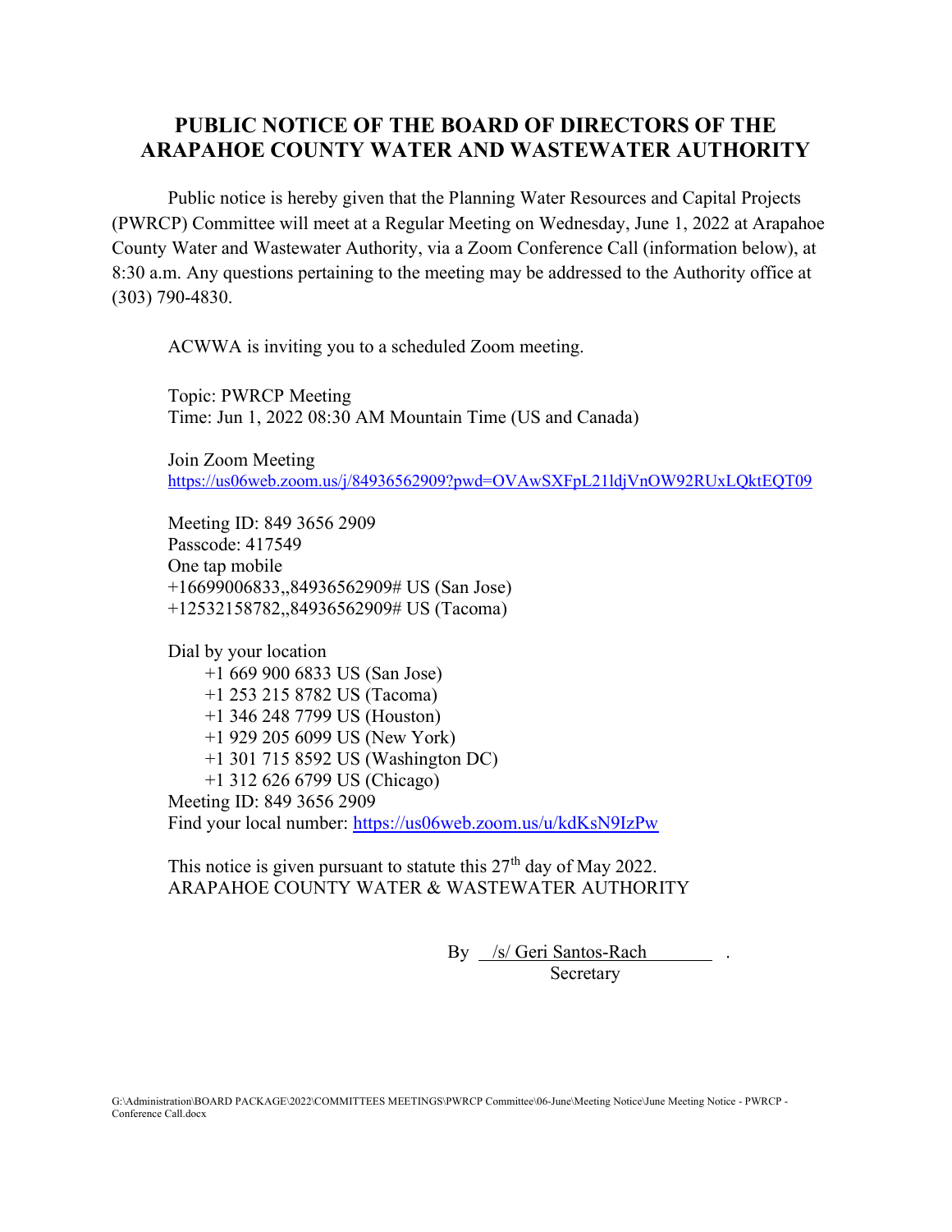# PUBLIC NOTICE OF THE BOARD OF DIRECTORS OF THE ARAPAHOE COUNTY WATER AND WASTEWATER AUTHORITY

Public notice is hereby given that the Planning Water Resources and Capital Projects (PWRCP) Committee will meet at a Regular Meeting on Wednesday, June 1, 2022 at Arapahoe County Water and Wastewater Authority, via a Zoom Conference Call (information below), at 8:30 a.m. Any questions pertaining to the meeting may be addressed to the Authority office at (303) 790-4830.

ACWWA is inviting you to a scheduled Zoom meeting.

Topic: PWRCP Meeting
Time: Jun 1, 2022 08:30 AM Mountain Time (US and Canada)

Join Zoom Meeting
https://us06web.zoom.us/j/84936562909?pwd=OVAwSXFpL21ldjVnOW92RUxLQktEQT09

Meeting ID: 849 3656 2909
Passcode: 417549
One tap mobile
+16699006833,,84936562909# US (San Jose)
+12532158782,,84936562909# US (Tacoma)

Dial by your location
- +1 669 900 6833 US (San Jose)
- +1 253 215 8782 US (Tacoma)
- +1 346 248 7799 US (Houston)
- +1 929 205 6099 US (New York)
- +1 301 715 8592 US (Washington DC)
- +1 312 626 6799 US (Chicago)

Meeting ID: 849 3656 2909
Find your local number: https://us06web.zoom.us/u/kdKsN9IzPw

This notice is given pursuant to statute this 27th day of May 2022.
ARAPAHOE COUNTY WATER & WASTEWATER AUTHORITY

By /s/ Geri Santos-Rach .
Secretary

G:\Administration\BOARD PACKAGE\2022\COMMITTEES MEETINGS\PWRCP Committee\06-June\Meeting Notice\June Meeting Notice - PWRCP - Conference Call.docx